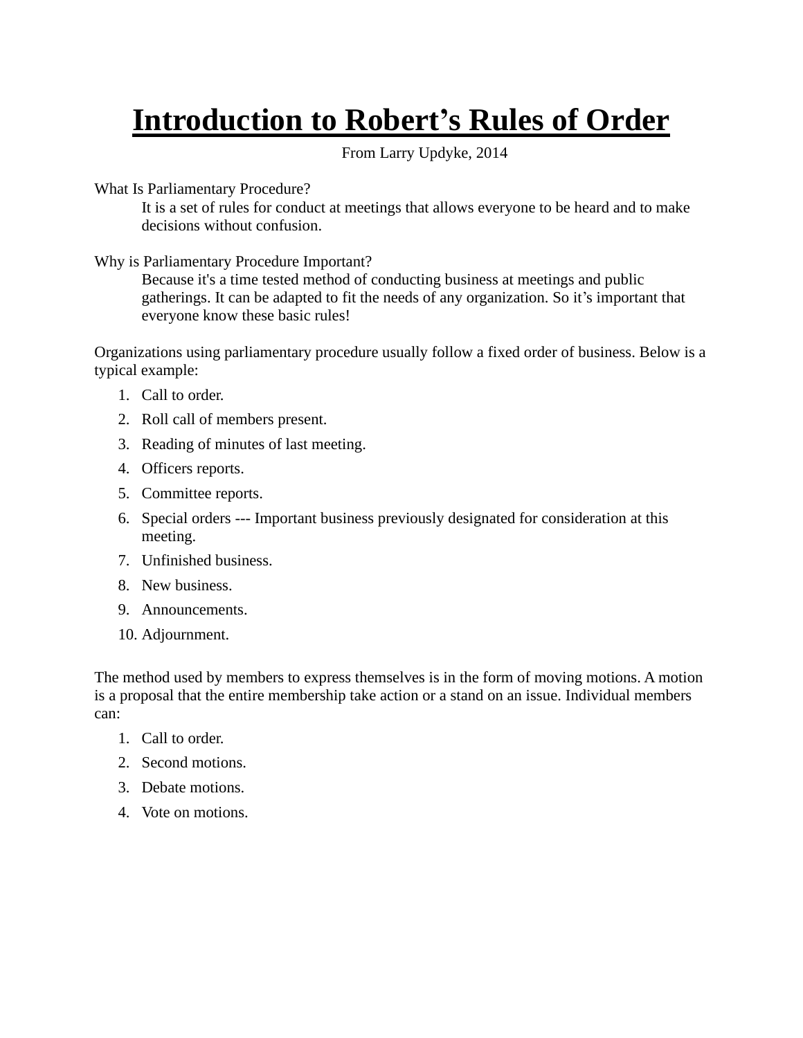# Introduction to Robert's Rules of Order

From Larry Updyke, 2014

What Is Parliamentary Procedure?

> It is a set of rules for conduct at meetings that allows everyone to be heard and to make decisions without confusion.

Why is Parliamentary Procedure Important?

> Because it's a time tested method of conducting business at meetings and public gatherings. It can be adapted to fit the needs of any organization. So it's important that everyone know these basic rules!

Organizations using parliamentary procedure usually follow a fixed order of business. Below is a typical example:

1. Call to order.
2. Roll call of members present.
3. Reading of minutes of last meeting.
4. Officers reports.
5. Committee reports.
6. Special orders --- Important business previously designated for consideration at this meeting.
7. Unfinished business.
8. New business.
9. Announcements.
10. Adjournment.

The method used by members to express themselves is in the form of moving motions. A motion is a proposal that the entire membership take action or a stand on an issue. Individual members can:

1. Call to order.
2. Second motions.
3. Debate motions.
4. Vote on motions.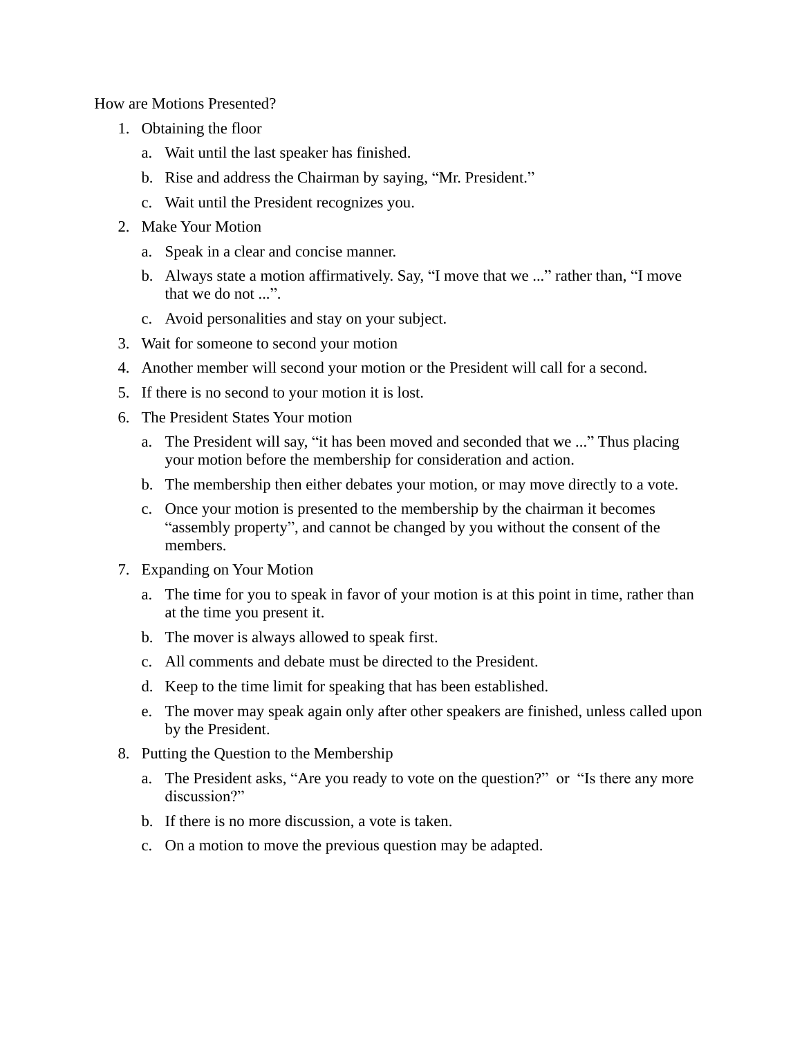How are Motions Presented?

1. Obtaining the floor
   a. Wait until the last speaker has finished.
   b. Rise and address the Chairman by saying, “Mr. President.”
   c. Wait until the President recognizes you.
2. Make Your Motion
   a. Speak in a clear and concise manner.
   b. Always state a motion affirmatively. Say, “I move that we ...” rather than, “I move that we do not ...”.
   c. Avoid personalities and stay on your subject.
3. Wait for someone to second your motion
4. Another member will second your motion or the President will call for a second.
5. If there is no second to your motion it is lost.
6. The President States Your motion
   a. The President will say, “it has been moved and seconded that we ...” Thus placing your motion before the membership for consideration and action.
   b. The membership then either debates your motion, or may move directly to a vote.
   c. Once your motion is presented to the membership by the chairman it becomes “assembly property”, and cannot be changed by you without the consent of the members.
7. Expanding on Your Motion
   a. The time for you to speak in favor of your motion is at this point in time, rather than at the time you present it.
   b. The mover is always allowed to speak first.
   c. All comments and debate must be directed to the President.
   d. Keep to the time limit for speaking that has been established.
   e. The mover may speak again only after other speakers are finished, unless called upon by the President.
8. Putting the Question to the Membership
   a. The President asks, “Are you ready to vote on the question?” or “Is there any more discussion?”
   b. If there is no more discussion, a vote is taken.
   c. On a motion to move the previous question may be adapted.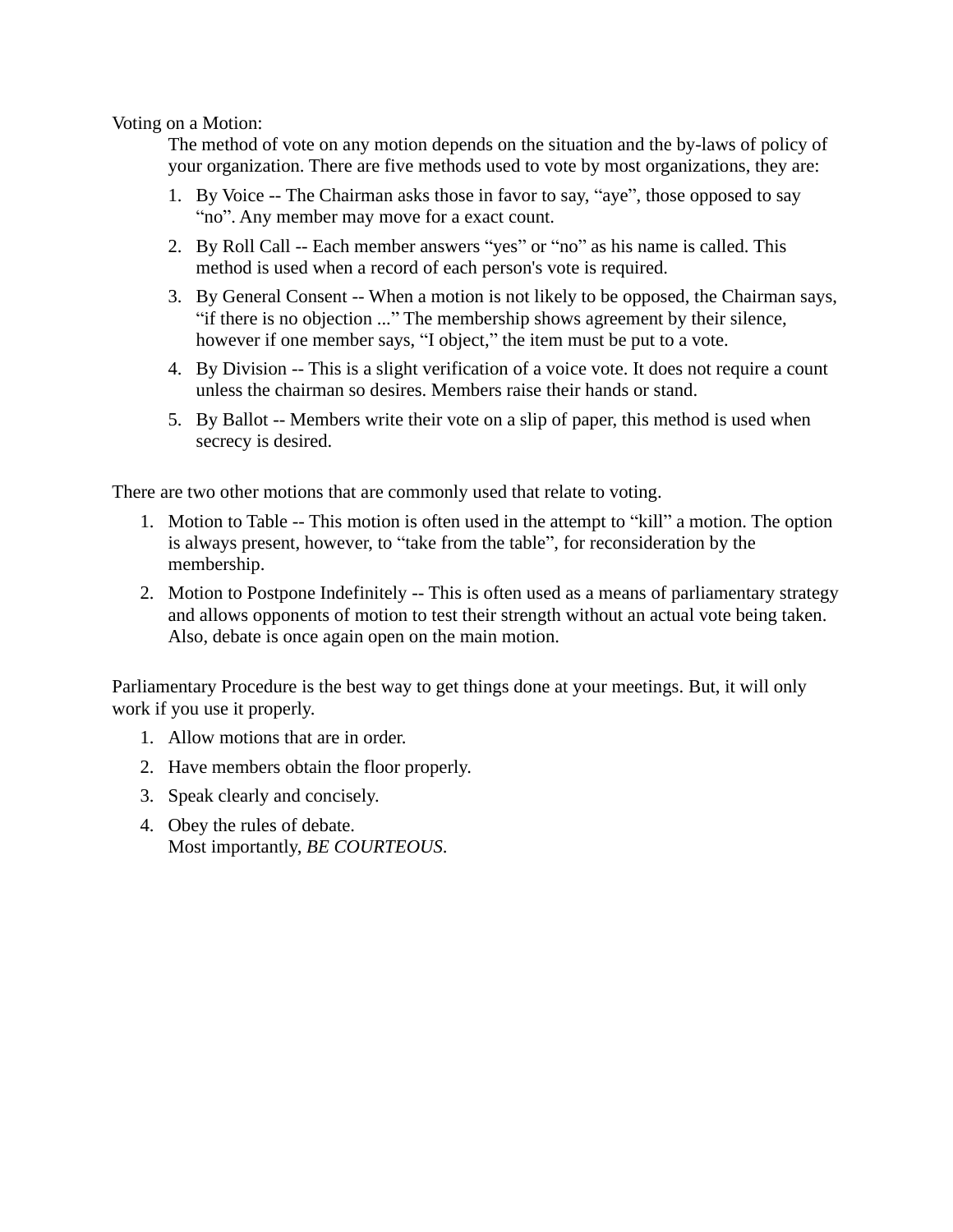Voting on a Motion:

The method of vote on any motion depends on the situation and the by-laws of policy of your organization. There are five methods used to vote by most organizations, they are:

1. By Voice -- The Chairman asks those in favor to say, “aye”, those opposed to say “no”. Any member may move for a exact count.
2. By Roll Call -- Each member answers “yes” or “no” as his name is called. This method is used when a record of each person's vote is required.
3. By General Consent -- When a motion is not likely to be opposed, the Chairman says, “if there is no objection ...” The membership shows agreement by their silence, however if one member says, “I object,” the item must be put to a vote.
4. By Division -- This is a slight verification of a voice vote. It does not require a count unless the chairman so desires. Members raise their hands or stand.
5. By Ballot -- Members write their vote on a slip of paper, this method is used when secrecy is desired.

There are two other motions that are commonly used that relate to voting.

1. Motion to Table -- This motion is often used in the attempt to “kill” a motion. The option is always present, however, to “take from the table”, for reconsideration by the membership.
2. Motion to Postpone Indefinitely -- This is often used as a means of parliamentary strategy and allows opponents of motion to test their strength without an actual vote being taken. Also, debate is once again open on the main motion.

Parliamentary Procedure is the best way to get things done at your meetings. But, it will only work if you use it properly.

1. Allow motions that are in order.
2. Have members obtain the floor properly.
3. Speak clearly and concisely.
4. Obey the rules of debate.
   Most importantly, *BE COURTEOUS.*